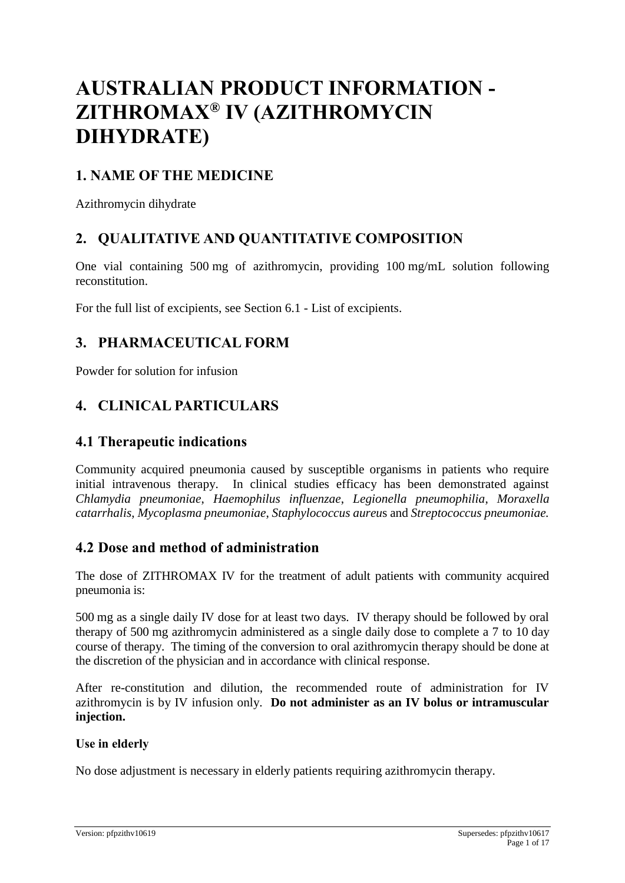# AUSTRALIAN PRODUCT INFORMATION - ZITHROMAX® IV (AZITHROMYCIN DIHYDRATE)

## 1. NAME OF THE MEDICINE

Azithromycin dihydrate

## 2. QUALITATIVE AND QUANTITATIVE COMPOSITION

One vial containing 500 mg of azithromycin, providing 100 mg/mL solution following reconstitution.

For the full list of excipients, see Section 6.1 - List of excipients.

## 3. PHARMACEUTICAL FORM

Powder for solution for infusion

## 4. CLINICAL PARTICULARS

## 4.1 Therapeutic indications

Community acquired pneumonia caused by susceptible organisms in patients who require initial intravenous therapy. In clinical studies efficacy has been demonstrated against *Chlamydia pneumoniae*, *Haemophilus influenzae*, *Legionella pneumophilia*, *Moraxella catarrhalis*, *Mycoplasma pneumoniae*, *Staphylococcus aureus* and *Streptococcus pneumoniae.*

## 4.2 Dose and method of administration

The dose of ZITHROMAX IV for the treatment of adult patients with community acquired pneumonia is:

500 mg as a single daily IV dose for at least two days. IV therapy should be followed by oral therapy of 500 mg azithromycin administered as a single daily dose to complete a 7 to 10 day course of therapy. The timing of the conversion to oral azithromycin therapy should be done at the discretion of the physician and in accordance with clinical response.

After re-constitution and dilution, the recommended route of administration for IV azithromycin is by IV infusion only. **Do not administer as an IV bolus or intramuscular injection.**

### Use in elderly

No dose adjustment is necessary in elderly patients requiring azithromycin therapy.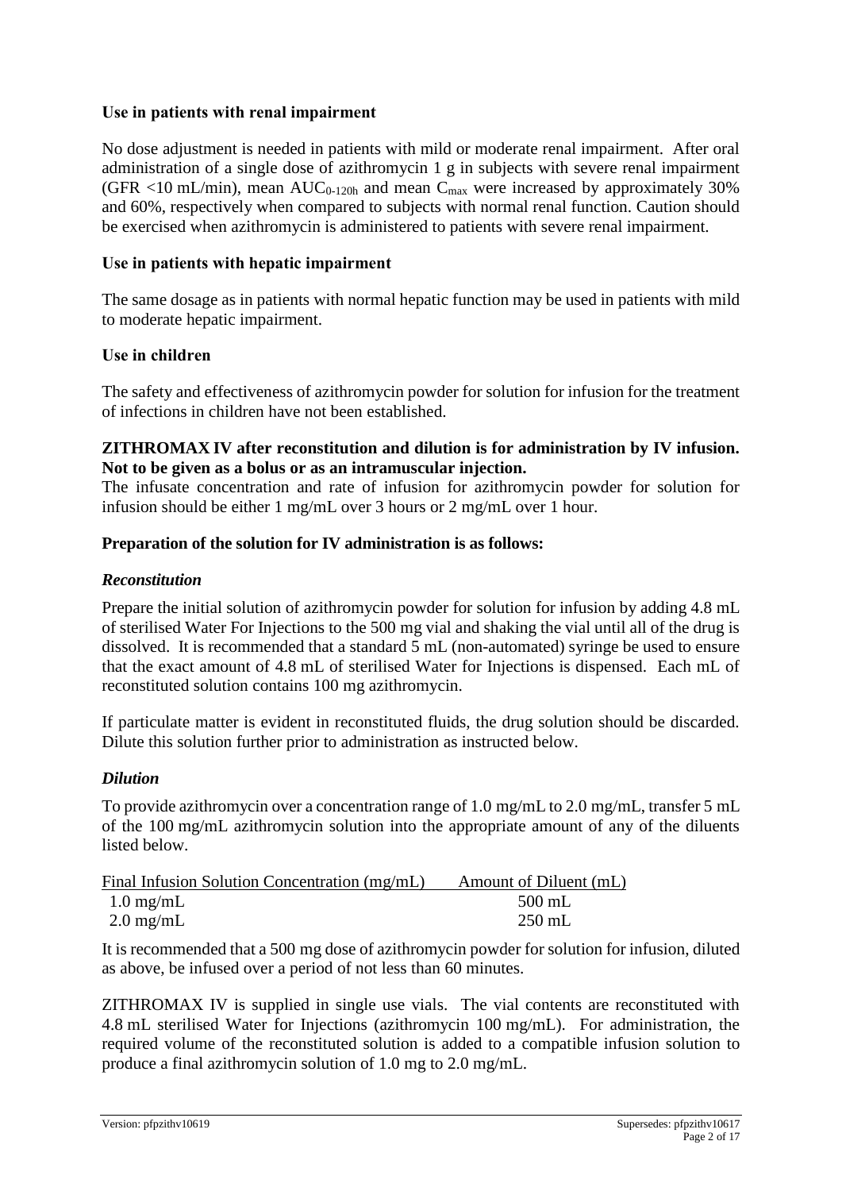### Use in patients with renal impairment

No dose adjustment is needed in patients with mild or moderate renal impairment. After oral administration of a single dose of azithromycin 1 g in subjects with severe renal impairment (GFR <10 mL/min), mean $AUC_{0\text{-}120h}$ and mean $C_{max}$ were increased by approximately 30% and 60%, respectively when compared to subjects with normal renal function. Caution should be exercised when azithromycin is administered to patients with severe renal impairment.

### Use in patients with hepatic impairment

The same dosage as in patients with normal hepatic function may be used in patients with mild to moderate hepatic impairment.

### Use in children

The safety and effectiveness of azithromycin powder for solution for infusion for the treatment of infections in children have not been established.

**ZITHROMAX IV after reconstitution and dilution is for administration by IV infusion. Not to be given as a bolus or as an intramuscular injection.**

The infusate concentration and rate of infusion for azithromycin powder for solution for infusion should be either 1 mg/mL over 3 hours or 2 mg/mL over 1 hour.

**Preparation of the solution for IV administration is as follows:**

***Reconstitution***

Prepare the initial solution of azithromycin powder for solution for infusion by adding 4.8 mL of sterilised Water For Injections to the 500 mg vial and shaking the vial until all of the drug is dissolved. It is recommended that a standard 5 mL (non-automated) syringe be used to ensure that the exact amount of 4.8 mL of sterilised Water for Injections is dispensed. Each mL of reconstituted solution contains 100 mg azithromycin.

If particulate matter is evident in reconstituted fluids, the drug solution should be discarded. Dilute this solution further prior to administration as instructed below.

***Dilution***

To provide azithromycin over a concentration range of 1.0 mg/mL to 2.0 mg/mL, transfer 5 mL of the 100 mg/mL azithromycin solution into the appropriate amount of any of the diluents listed below.

| Final Infusion Solution Concentration (mg/mL) | Amount of Diluent (mL) |
|---|---|
| 1.0 mg/mL | 500 mL |
| 2.0 mg/mL | 250 mL |

It is recommended that a 500 mg dose of azithromycin powder for solution for infusion, diluted as above, be infused over a period of not less than 60 minutes.

ZITHROMAX IV is supplied in single use vials. The vial contents are reconstituted with 4.8 mL sterilised Water for Injections (azithromycin 100 mg/mL). For administration, the required volume of the reconstituted solution is added to a compatible infusion solution to produce a final azithromycin solution of 1.0 mg to 2.0 mg/mL.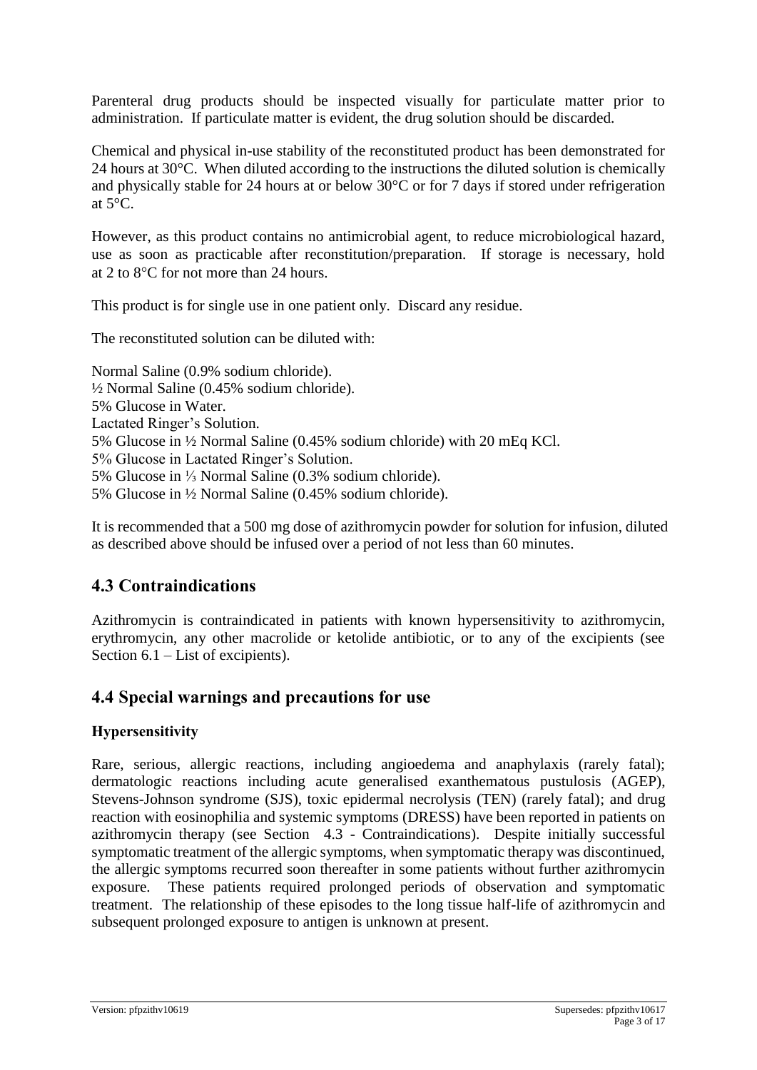Parenteral drug products should be inspected visually for particulate matter prior to administration. If particulate matter is evident, the drug solution should be discarded.

Chemical and physical in-use stability of the reconstituted product has been demonstrated for 24 hours at 30°C. When diluted according to the instructions the diluted solution is chemically and physically stable for 24 hours at or below 30°C or for 7 days if stored under refrigeration at 5°C.

However, as this product contains no antimicrobial agent, to reduce microbiological hazard, use as soon as practicable after reconstitution/preparation. If storage is necessary, hold at 2 to 8°C for not more than 24 hours.

This product is for single use in one patient only. Discard any residue.

The reconstituted solution can be diluted with:

Normal Saline (0.9% sodium chloride).
½ Normal Saline (0.45% sodium chloride).
5% Glucose in Water.
Lactated Ringer's Solution.
5% Glucose in ½ Normal Saline (0.45% sodium chloride) with 20 mEq KCl.
5% Glucose in Lactated Ringer's Solution.
5% Glucose in ⅓ Normal Saline (0.3% sodium chloride).
5% Glucose in ½ Normal Saline (0.45% sodium chloride).

It is recommended that a 500 mg dose of azithromycin powder for solution for infusion, diluted as described above should be infused over a period of not less than 60 minutes.

## 4.3 Contraindications

Azithromycin is contraindicated in patients with known hypersensitivity to azithromycin, erythromycin, any other macrolide or ketolide antibiotic, or to any of the excipients (see Section 6.1 – List of excipients).

## 4.4 Special warnings and precautions for use

### Hypersensitivity

Rare, serious, allergic reactions, including angioedema and anaphylaxis (rarely fatal); dermatologic reactions including acute generalised exanthematous pustulosis (AGEP), Stevens-Johnson syndrome (SJS), toxic epidermal necrolysis (TEN) (rarely fatal); and drug reaction with eosinophilia and systemic symptoms (DRESS) have been reported in patients on azithromycin therapy (see Section 4.3 - Contraindications). Despite initially successful symptomatic treatment of the allergic symptoms, when symptomatic therapy was discontinued, the allergic symptoms recurred soon thereafter in some patients without further azithromycin exposure. These patients required prolonged periods of observation and symptomatic treatment. The relationship of these episodes to the long tissue half-life of azithromycin and subsequent prolonged exposure to antigen is unknown at present.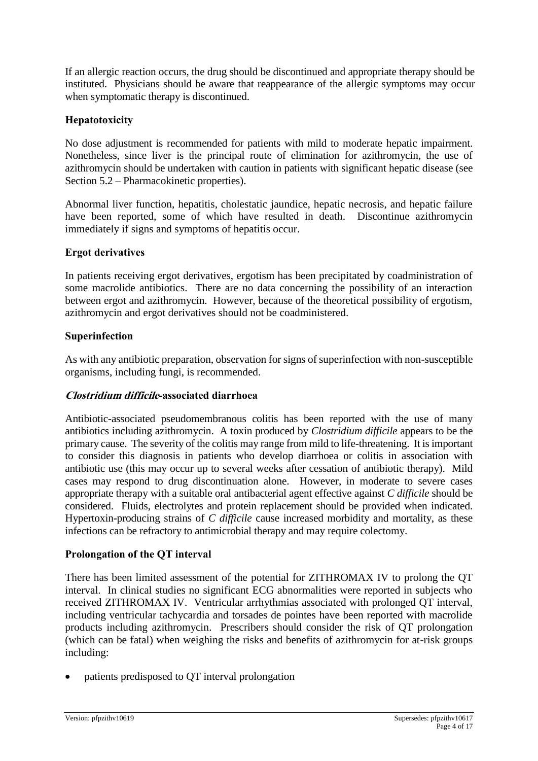If an allergic reaction occurs, the drug should be discontinued and appropriate therapy should be instituted. Physicians should be aware that reappearance of the allergic symptoms may occur when symptomatic therapy is discontinued.

### Hepatotoxicity

No dose adjustment is recommended for patients with mild to moderate hepatic impairment. Nonetheless, since liver is the principal route of elimination for azithromycin, the use of azithromycin should be undertaken with caution in patients with significant hepatic disease (see Section 5.2 – Pharmacokinetic properties).

Abnormal liver function, hepatitis, cholestatic jaundice, hepatic necrosis, and hepatic failure have been reported, some of which have resulted in death. Discontinue azithromycin immediately if signs and symptoms of hepatitis occur.

### Ergot derivatives

In patients receiving ergot derivatives, ergotism has been precipitated by coadministration of some macrolide antibiotics. There are no data concerning the possibility of an interaction between ergot and azithromycin. However, because of the theoretical possibility of ergotism, azithromycin and ergot derivatives should not be coadministered.

### Superinfection

As with any antibiotic preparation, observation for signs of superinfection with non-susceptible organisms, including fungi, is recommended.

### *Clostridium difficile*-associated diarrhoea

Antibiotic-associated pseudomembranous colitis has been reported with the use of many antibiotics including azithromycin. A toxin produced by *Clostridium difficile* appears to be the primary cause. The severity of the colitis may range from mild to life-threatening. It is important to consider this diagnosis in patients who develop diarrhoea or colitis in association with antibiotic use (this may occur up to several weeks after cessation of antibiotic therapy). Mild cases may respond to drug discontinuation alone. However, in moderate to severe cases appropriate therapy with a suitable oral antibacterial agent effective against *C difficile* should be considered. Fluids, electrolytes and protein replacement should be provided when indicated. Hypertoxin-producing strains of *C difficile* cause increased morbidity and mortality, as these infections can be refractory to antimicrobial therapy and may require colectomy.

### Prolongation of the QT interval

There has been limited assessment of the potential for ZITHROMAX IV to prolong the QT interval. In clinical studies no significant ECG abnormalities were reported in subjects who received ZITHROMAX IV. Ventricular arrhythmias associated with prolonged QT interval, including ventricular tachycardia and torsades de pointes have been reported with macrolide products including azithromycin. Prescribers should consider the risk of QT prolongation (which can be fatal) when weighing the risks and benefits of azithromycin for at-risk groups including:

- patients predisposed to QT interval prolongation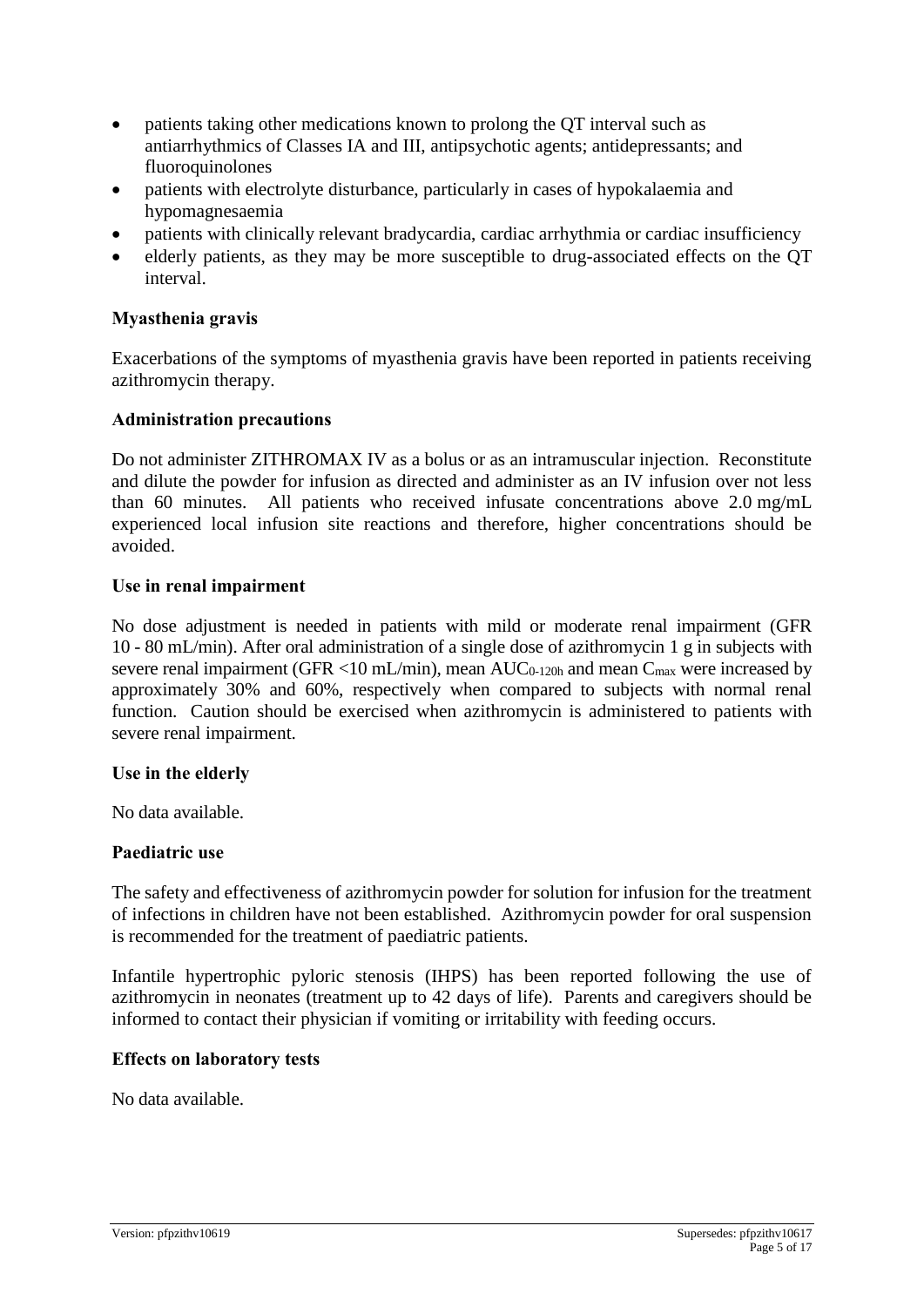- patients taking other medications known to prolong the QT interval such as antiarrhythmics of Classes IA and III, antipsychotic agents; antidepressants; and fluoroquinolones
- patients with electrolyte disturbance, particularly in cases of hypokalaemia and hypomagnesaemia
- patients with clinically relevant bradycardia, cardiac arrhythmia or cardiac insufficiency
- elderly patients, as they may be more susceptible to drug-associated effects on the QT interval.

**Myasthenia gravis**

Exacerbations of the symptoms of myasthenia gravis have been reported in patients receiving azithromycin therapy.

**Administration precautions**

Do not administer ZITHROMAX IV as a bolus or as an intramuscular injection. Reconstitute and dilute the powder for infusion as directed and administer as an IV infusion over not less than 60 minutes. All patients who received infusate concentrations above 2.0 mg/mL experienced local infusion site reactions and therefore, higher concentrations should be avoided.

**Use in renal impairment**

No dose adjustment is needed in patients with mild or moderate renal impairment (GFR 10 - 80 mL/min). After oral administration of a single dose of azithromycin 1 g in subjects with severe renal impairment (GFR <10 mL/min), mean $AUC_{0\text{-}120h}$ and mean $C_{max}$ were increased by approximately 30% and 60%, respectively when compared to subjects with normal renal function. Caution should be exercised when azithromycin is administered to patients with severe renal impairment.

**Use in the elderly**

No data available.

**Paediatric use**

The safety and effectiveness of azithromycin powder for solution for infusion for the treatment of infections in children have not been established. Azithromycin powder for oral suspension is recommended for the treatment of paediatric patients.

Infantile hypertrophic pyloric stenosis (IHPS) has been reported following the use of azithromycin in neonates (treatment up to 42 days of life). Parents and caregivers should be informed to contact their physician if vomiting or irritability with feeding occurs.

**Effects on laboratory tests**

No data available.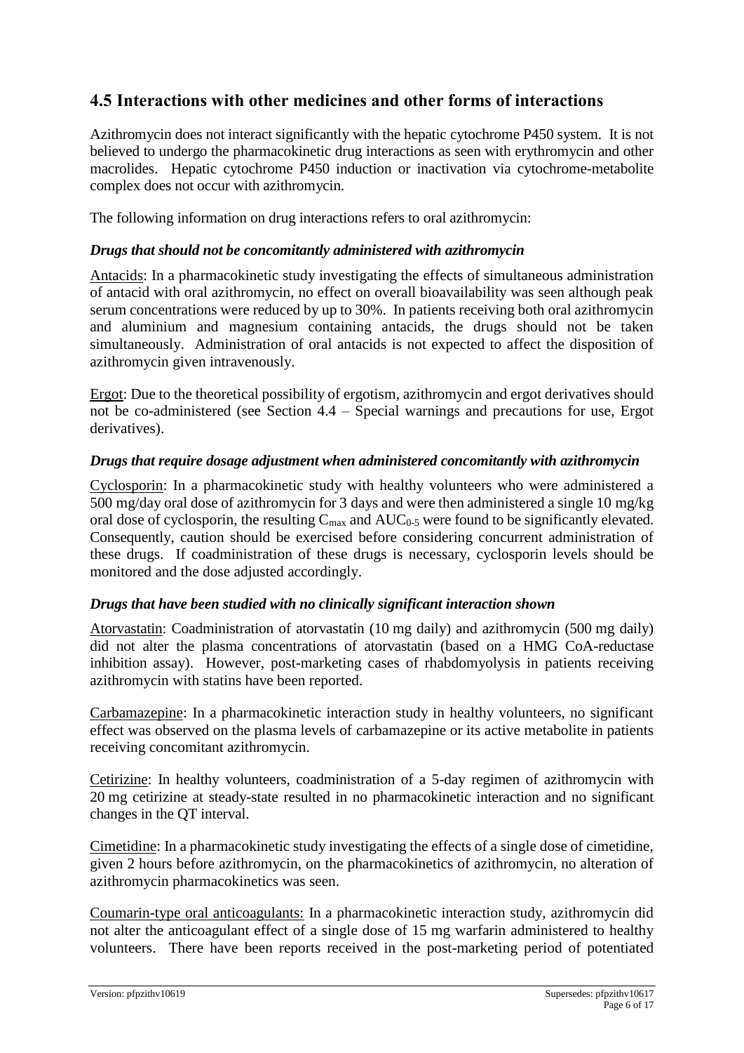## 4.5 Interactions with other medicines and other forms of interactions

Azithromycin does not interact significantly with the hepatic cytochrome P450 system. It is not believed to undergo the pharmacokinetic drug interactions as seen with erythromycin and other macrolides. Hepatic cytochrome P450 induction or inactivation via cytochrome-metabolite complex does not occur with azithromycin.

The following information on drug interactions refers to oral azithromycin:

### *Drugs that should not be concomitantly administered with azithromycin*

Antacids: In a pharmacokinetic study investigating the effects of simultaneous administration of antacid with oral azithromycin, no effect on overall bioavailability was seen although peak serum concentrations were reduced by up to 30%. In patients receiving both oral azithromycin and aluminium and magnesium containing antacids, the drugs should not be taken simultaneously. Administration of oral antacids is not expected to affect the disposition of azithromycin given intravenously.

Ergot: Due to the theoretical possibility of ergotism, azithromycin and ergot derivatives should not be co-administered (see Section 4.4 – Special warnings and precautions for use, Ergot derivatives).

### *Drugs that require dosage adjustment when administered concomitantly with azithromycin*

Cyclosporin: In a pharmacokinetic study with healthy volunteers who were administered a 500 mg/day oral dose of azithromycin for 3 days and were then administered a single 10 mg/kg oral dose of cyclosporin, the resulting $C_{max}$ and $AUC_{0-5}$ were found to be significantly elevated. Consequently, caution should be exercised before considering concurrent administration of these drugs. If coadministration of these drugs is necessary, cyclosporin levels should be monitored and the dose adjusted accordingly.

### *Drugs that have been studied with no clinically significant interaction shown*

Atorvastatin: Coadministration of atorvastatin (10 mg daily) and azithromycin (500 mg daily) did not alter the plasma concentrations of atorvastatin (based on a HMG CoA-reductase inhibition assay). However, post-marketing cases of rhabdomyolysis in patients receiving azithromycin with statins have been reported.

Carbamazepine: In a pharmacokinetic interaction study in healthy volunteers, no significant effect was observed on the plasma levels of carbamazepine or its active metabolite in patients receiving concomitant azithromycin.

Cetirizine: In healthy volunteers, coadministration of a 5-day regimen of azithromycin with 20 mg cetirizine at steady-state resulted in no pharmacokinetic interaction and no significant changes in the QT interval.

Cimetidine: In a pharmacokinetic study investigating the effects of a single dose of cimetidine, given 2 hours before azithromycin, on the pharmacokinetics of azithromycin, no alteration of azithromycin pharmacokinetics was seen.

Coumarin-type oral anticoagulants: In a pharmacokinetic interaction study, azithromycin did not alter the anticoagulant effect of a single dose of 15 mg warfarin administered to healthy volunteers. There have been reports received in the post-marketing period of potentiated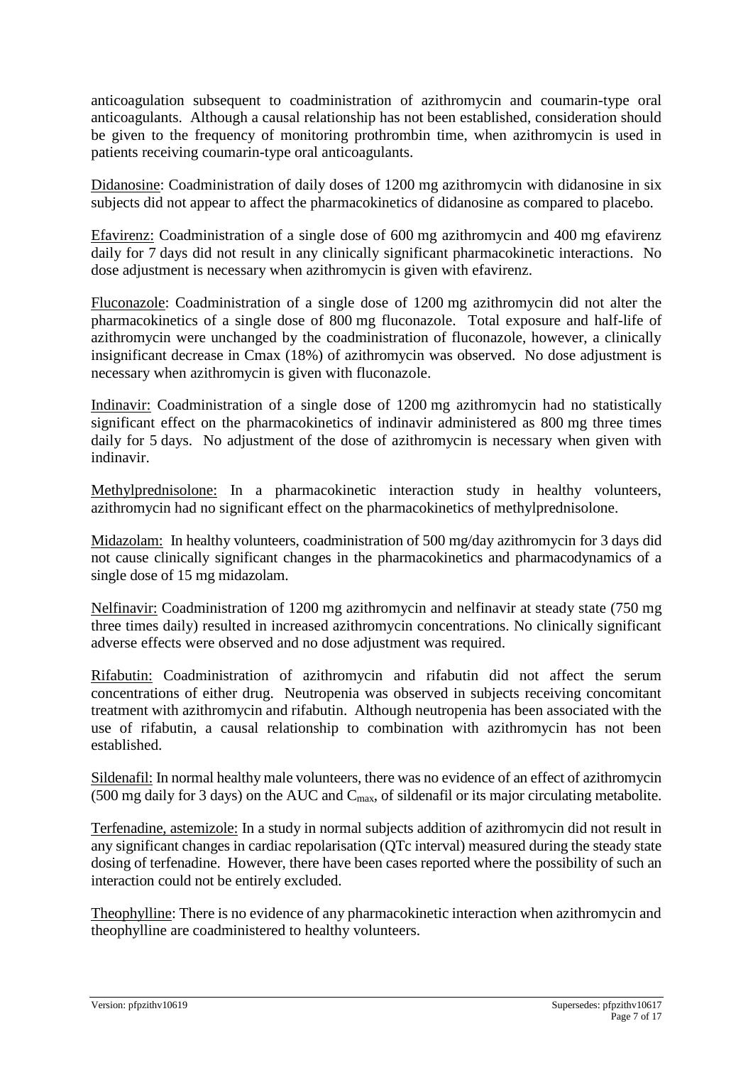anticoagulation subsequent to coadministration of azithromycin and coumarin-type oral anticoagulants. Although a causal relationship has not been established, consideration should be given to the frequency of monitoring prothrombin time, when azithromycin is used in patients receiving coumarin-type oral anticoagulants.

Didanosine: Coadministration of daily doses of 1200 mg azithromycin with didanosine in six subjects did not appear to affect the pharmacokinetics of didanosine as compared to placebo.

Efavirenz: Coadministration of a single dose of 600 mg azithromycin and 400 mg efavirenz daily for 7 days did not result in any clinically significant pharmacokinetic interactions. No dose adjustment is necessary when azithromycin is given with efavirenz.

Fluconazole: Coadministration of a single dose of 1200 mg azithromycin did not alter the pharmacokinetics of a single dose of 800 mg fluconazole. Total exposure and half-life of azithromycin were unchanged by the coadministration of fluconazole, however, a clinically insignificant decrease in Cmax (18%) of azithromycin was observed. No dose adjustment is necessary when azithromycin is given with fluconazole.

Indinavir: Coadministration of a single dose of 1200 mg azithromycin had no statistically significant effect on the pharmacokinetics of indinavir administered as 800 mg three times daily for 5 days. No adjustment of the dose of azithromycin is necessary when given with indinavir.

Methylprednisolone: In a pharmacokinetic interaction study in healthy volunteers, azithromycin had no significant effect on the pharmacokinetics of methylprednisolone.

Midazolam: In healthy volunteers, coadministration of 500 mg/day azithromycin for 3 days did not cause clinically significant changes in the pharmacokinetics and pharmacodynamics of a single dose of 15 mg midazolam.

Nelfinavir: Coadministration of 1200 mg azithromycin and nelfinavir at steady state (750 mg three times daily) resulted in increased azithromycin concentrations. No clinically significant adverse effects were observed and no dose adjustment was required.

Rifabutin: Coadministration of azithromycin and rifabutin did not affect the serum concentrations of either drug. Neutropenia was observed in subjects receiving concomitant treatment with azithromycin and rifabutin. Although neutropenia has been associated with the use of rifabutin, a causal relationship to combination with azithromycin has not been established.

Sildenafil: In normal healthy male volunteers, there was no evidence of an effect of azithromycin (500 mg daily for 3 days) on the AUC and $C_{max}$, of sildenafil or its major circulating metabolite.

Terfenadine, astemizole: In a study in normal subjects addition of azithromycin did not result in any significant changes in cardiac repolarisation (QTc interval) measured during the steady state dosing of terfenadine. However, there have been cases reported where the possibility of such an interaction could not be entirely excluded.

Theophylline: There is no evidence of any pharmacokinetic interaction when azithromycin and theophylline are coadministered to healthy volunteers.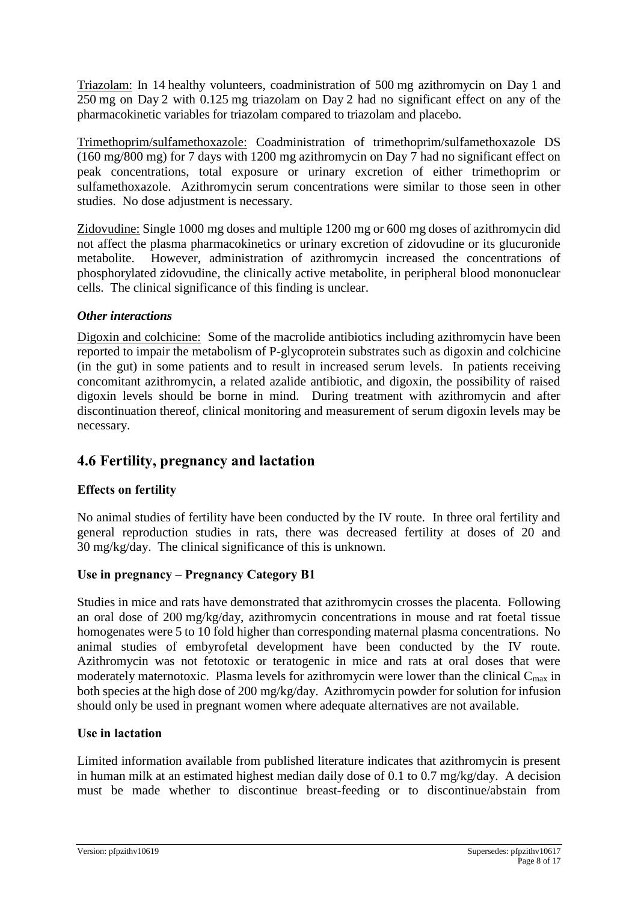Triazolam: In 14 healthy volunteers, coadministration of 500 mg azithromycin on Day 1 and 250 mg on Day 2 with 0.125 mg triazolam on Day 2 had no significant effect on any of the pharmacokinetic variables for triazolam compared to triazolam and placebo.

Trimethoprim/sulfamethoxazole: Coadministration of trimethoprim/sulfamethoxazole DS (160 mg/800 mg) for 7 days with 1200 mg azithromycin on Day 7 had no significant effect on peak concentrations, total exposure or urinary excretion of either trimethoprim or sulfamethoxazole. Azithromycin serum concentrations were similar to those seen in other studies. No dose adjustment is necessary.

Zidovudine: Single 1000 mg doses and multiple 1200 mg or 600 mg doses of azithromycin did not affect the plasma pharmacokinetics or urinary excretion of zidovudine or its glucuronide metabolite. However, administration of azithromycin increased the concentrations of phosphorylated zidovudine, the clinically active metabolite, in peripheral blood mononuclear cells. The clinical significance of this finding is unclear.

### *Other interactions*

Digoxin and colchicine: Some of the macrolide antibiotics including azithromycin have been reported to impair the metabolism of P-glycoprotein substrates such as digoxin and colchicine (in the gut) in some patients and to result in increased serum levels. In patients receiving concomitant azithromycin, a related azalide antibiotic, and digoxin, the possibility of raised digoxin levels should be borne in mind. During treatment with azithromycin and after discontinuation thereof, clinical monitoring and measurement of serum digoxin levels may be necessary.

## 4.6 Fertility, pregnancy and lactation

### Effects on fertility

No animal studies of fertility have been conducted by the IV route. In three oral fertility and general reproduction studies in rats, there was decreased fertility at doses of 20 and 30 mg/kg/day. The clinical significance of this is unknown.

### Use in pregnancy – Pregnancy Category B1

Studies in mice and rats have demonstrated that azithromycin crosses the placenta. Following an oral dose of 200 mg/kg/day, azithromycin concentrations in mouse and rat foetal tissue homogenates were 5 to 10 fold higher than corresponding maternal plasma concentrations. No animal studies of embyrofetal development have been conducted by the IV route. Azithromycin was not fetotoxic or teratogenic in mice and rats at oral doses that were moderately maternotoxic. Plasma levels for azithromycin were lower than the clinical $C_{max}$ in both species at the high dose of 200 mg/kg/day. Azithromycin powder for solution for infusion should only be used in pregnant women where adequate alternatives are not available.

### Use in lactation

Limited information available from published literature indicates that azithromycin is present in human milk at an estimated highest median daily dose of 0.1 to 0.7 mg/kg/day. A decision must be made whether to discontinue breast-feeding or to discontinue/abstain from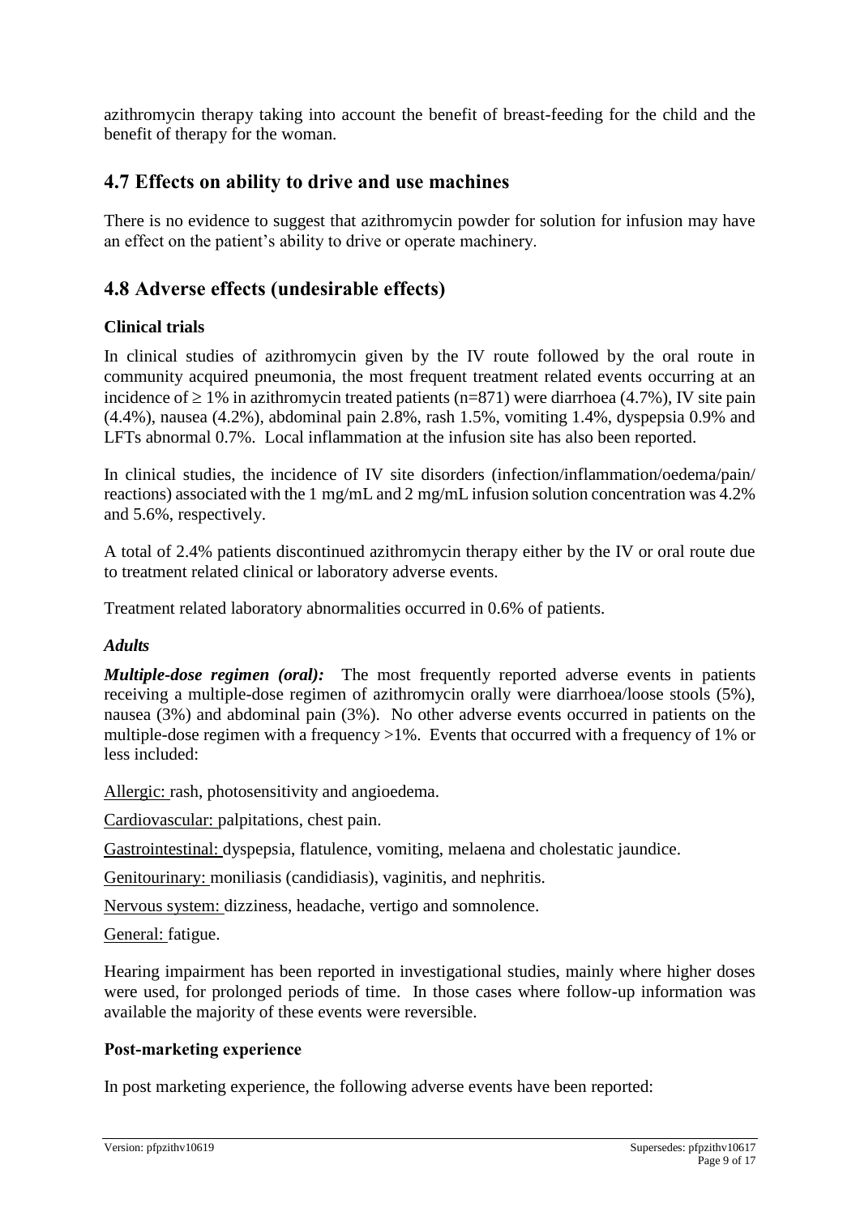azithromycin therapy taking into account the benefit of breast-feeding for the child and the benefit of therapy for the woman.

## 4.7 Effects on ability to drive and use machines

There is no evidence to suggest that azithromycin powder for solution for infusion may have an effect on the patient's ability to drive or operate machinery.

## 4.8 Adverse effects (undesirable effects)

### Clinical trials

In clinical studies of azithromycin given by the IV route followed by the oral route in community acquired pneumonia, the most frequent treatment related events occurring at an incidence of $\geq$ 1% in azithromycin treated patients (n=871) were diarrhoea (4.7%), IV site pain (4.4%), nausea (4.2%), abdominal pain 2.8%, rash 1.5%, vomiting 1.4%, dyspepsia 0.9% and LFTs abnormal 0.7%. Local inflammation at the infusion site has also been reported.

In clinical studies, the incidence of IV site disorders (infection/inflammation/oedema/pain/ reactions) associated with the 1 mg/mL and 2 mg/mL infusion solution concentration was 4.2% and 5.6%, respectively.

A total of 2.4% patients discontinued azithromycin therapy either by the IV or oral route due to treatment related clinical or laboratory adverse events.

Treatment related laboratory abnormalities occurred in 0.6% of patients.

***Adults***

***Multiple-dose regimen (oral):*** The most frequently reported adverse events in patients receiving a multiple-dose regimen of azithromycin orally were diarrhoea/loose stools (5%), nausea (3%) and abdominal pain (3%). No other adverse events occurred in patients on the multiple-dose regimen with a frequency >1%. Events that occurred with a frequency of 1% or less included:

Allergic: rash, photosensitivity and angioedema.

Cardiovascular: palpitations, chest pain.

Gastrointestinal: dyspepsia, flatulence, vomiting, melaena and cholestatic jaundice.

Genitourinary: moniliasis (candidiasis), vaginitis, and nephritis.

Nervous system: dizziness, headache, vertigo and somnolence.

General: fatigue.

Hearing impairment has been reported in investigational studies, mainly where higher doses were used, for prolonged periods of time. In those cases where follow-up information was available the majority of these events were reversible.

### Post-marketing experience

In post marketing experience, the following adverse events have been reported: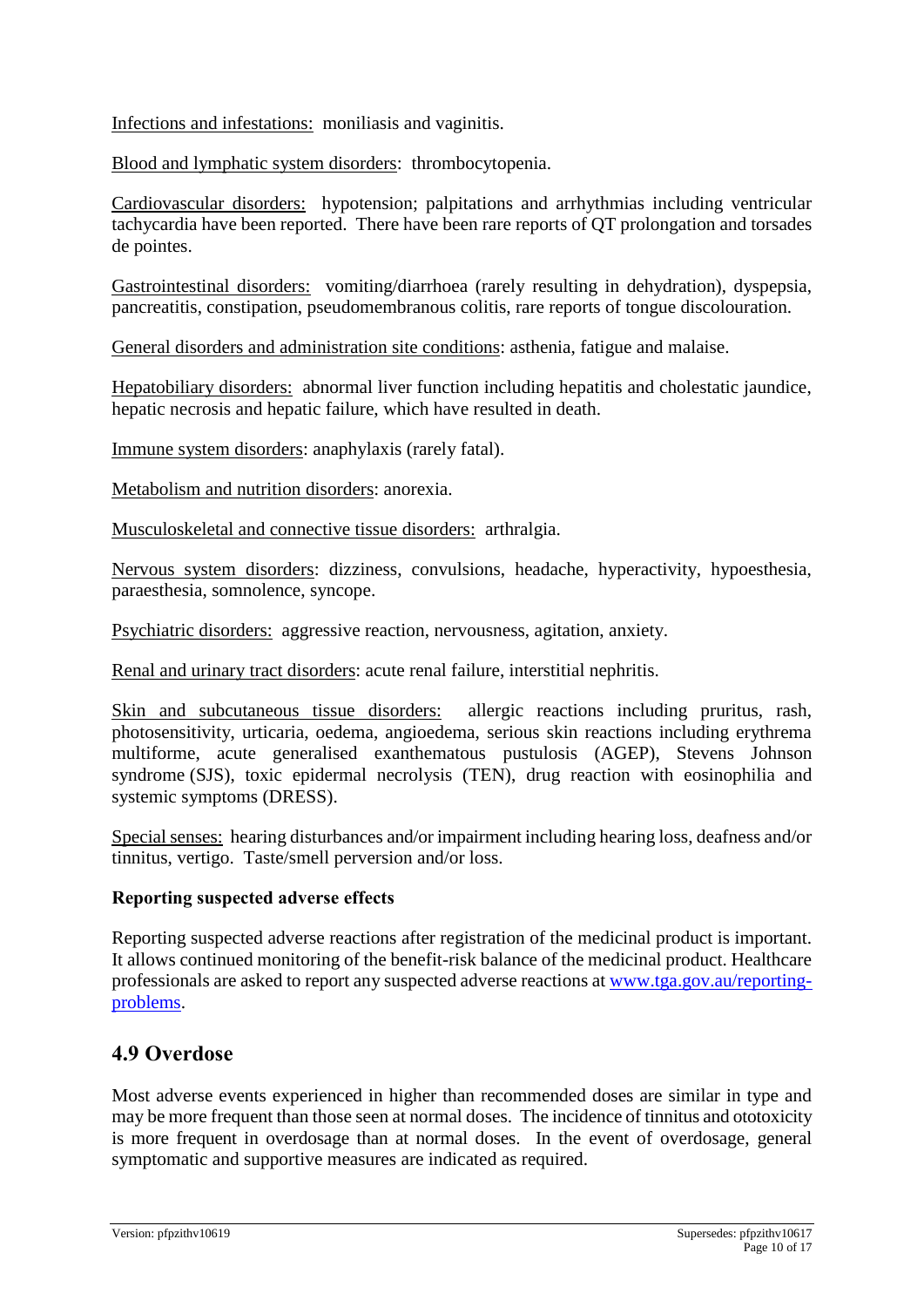Infections and infestations: moniliasis and vaginitis.

Blood and lymphatic system disorders: thrombocytopenia.

Cardiovascular disorders: hypotension; palpitations and arrhythmias including ventricular tachycardia have been reported. There have been rare reports of QT prolongation and torsades de pointes.

Gastrointestinal disorders: vomiting/diarrhoea (rarely resulting in dehydration), dyspepsia, pancreatitis, constipation, pseudomembranous colitis, rare reports of tongue discolouration.

General disorders and administration site conditions: asthenia, fatigue and malaise.

Hepatobiliary disorders: abnormal liver function including hepatitis and cholestatic jaundice, hepatic necrosis and hepatic failure, which have resulted in death.

Immune system disorders: anaphylaxis (rarely fatal).

Metabolism and nutrition disorders: anorexia.

Musculoskeletal and connective tissue disorders: arthralgia.

Nervous system disorders: dizziness, convulsions, headache, hyperactivity, hypoesthesia, paraesthesia, somnolence, syncope.

Psychiatric disorders: aggressive reaction, nervousness, agitation, anxiety.

Renal and urinary tract disorders: acute renal failure, interstitial nephritis.

Skin and subcutaneous tissue disorders: allergic reactions including pruritus, rash, photosensitivity, urticaria, oedema, angioedema, serious skin reactions including erythrema multiforme, acute generalised exanthematous pustulosis (AGEP), Stevens Johnson syndrome (SJS), toxic epidermal necrolysis (TEN), drug reaction with eosinophilia and systemic symptoms (DRESS).

Special senses: hearing disturbances and/or impairment including hearing loss, deafness and/or tinnitus, vertigo. Taste/smell perversion and/or loss.

**Reporting suspected adverse effects**

Reporting suspected adverse reactions after registration of the medicinal product is important. It allows continued monitoring of the benefit-risk balance of the medicinal product. Healthcare professionals are asked to report any suspected adverse reactions at [www.tga.gov.au/reporting-problems](http://www.tga.gov.au/reporting-problems).

## 4.9 Overdose

Most adverse events experienced in higher than recommended doses are similar in type and may be more frequent than those seen at normal doses. The incidence of tinnitus and ototoxicity is more frequent in overdosage than at normal doses. In the event of overdosage, general symptomatic and supportive measures are indicated as required.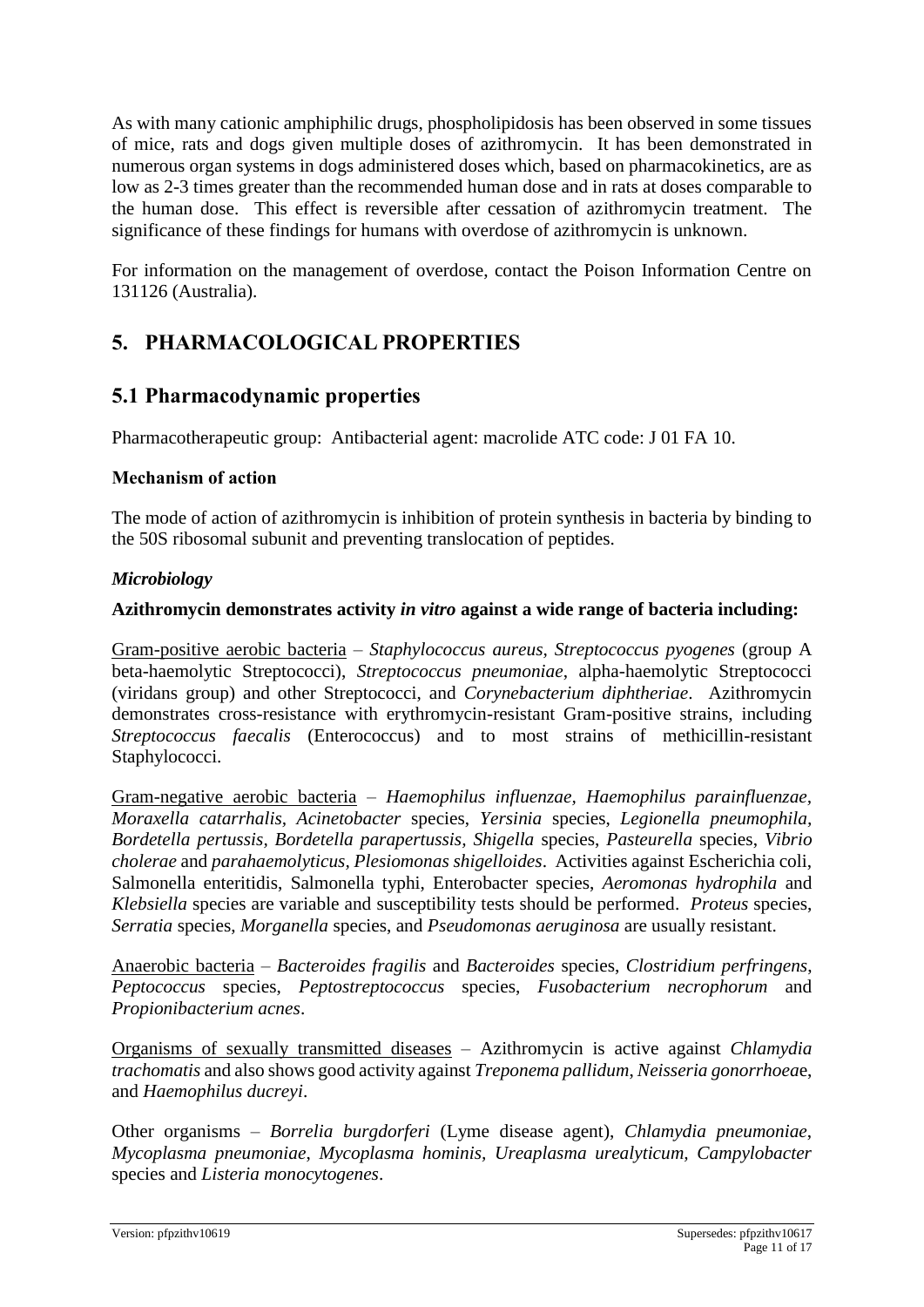As with many cationic amphiphilic drugs, phospholipidosis has been observed in some tissues of mice, rats and dogs given multiple doses of azithromycin. It has been demonstrated in numerous organ systems in dogs administered doses which, based on pharmacokinetics, are as low as 2-3 times greater than the recommended human dose and in rats at doses comparable to the human dose. This effect is reversible after cessation of azithromycin treatment. The significance of these findings for humans with overdose of azithromycin is unknown.

For information on the management of overdose, contact the Poison Information Centre on 131126 (Australia).

# 5. PHARMACOLOGICAL PROPERTIES

## 5.1 Pharmacodynamic properties

Pharmacotherapeutic group: Antibacterial agent: macrolide ATC code: J 01 FA 10.

### Mechanism of action

The mode of action of azithromycin is inhibition of protein synthesis in bacteria by binding to the 50S ribosomal subunit and preventing translocation of peptides.

***Microbiology***

**Azithromycin demonstrates activity *in vitro* against a wide range of bacteria including:**

Gram-positive aerobic bacteria – *Staphylococcus aureus, Streptococcus pyogenes* (group A beta-haemolytic Streptococci), *Streptococcus pneumoniae*, alpha-haemolytic Streptococci (viridans group) and other Streptococci, and *Corynebacterium diphtheriae*. Azithromycin demonstrates cross-resistance with erythromycin-resistant Gram-positive strains, including *Streptococcus faecalis* (Enterococcus) and to most strains of methicillin-resistant Staphylococci.

Gram-negative aerobic bacteria – *Haemophilus influenzae*, *Haemophilus parainfluenzae*, *Moraxella catarrhalis*, *Acinetobacter* species, *Yersinia* species, *Legionella pneumophila*, *Bordetella pertussis, Bordetella parapertussis, Shigella* species, *Pasteurella* species, *Vibrio cholerae* and *parahaemolyticus, Plesiomonas shigelloides*. Activities against Escherichia coli, Salmonella enteritidis, Salmonella typhi, Enterobacter species, *Aeromonas hydrophila* and *Klebsiella* species are variable and susceptibility tests should be performed. *Proteus* species, *Serratia* species, *Morganella* species, and *Pseudomonas aeruginosa* are usually resistant.

Anaerobic bacteria – *Bacteroides fragilis* and *Bacteroides* species, *Clostridium perfringens*, *Peptococcus* species, *Peptostreptococcus* species, *Fusobacterium necrophorum* and *Propionibacterium acnes*.

Organisms of sexually transmitted diseases – Azithromycin is active against *Chlamydia trachomatis* and also shows good activity against *Treponema pallidum*, *Neisseria gonorrhoea*e, and *Haemophilus ducreyi*.

Other organisms – *Borrelia burgdorferi* (Lyme disease agent), *Chlamydia pneumoniae*, *Mycoplasma pneumoniae*, *Mycoplasma hominis, Ureaplasma urealyticum*, *Campylobacter* species and *Listeria monocytogenes*.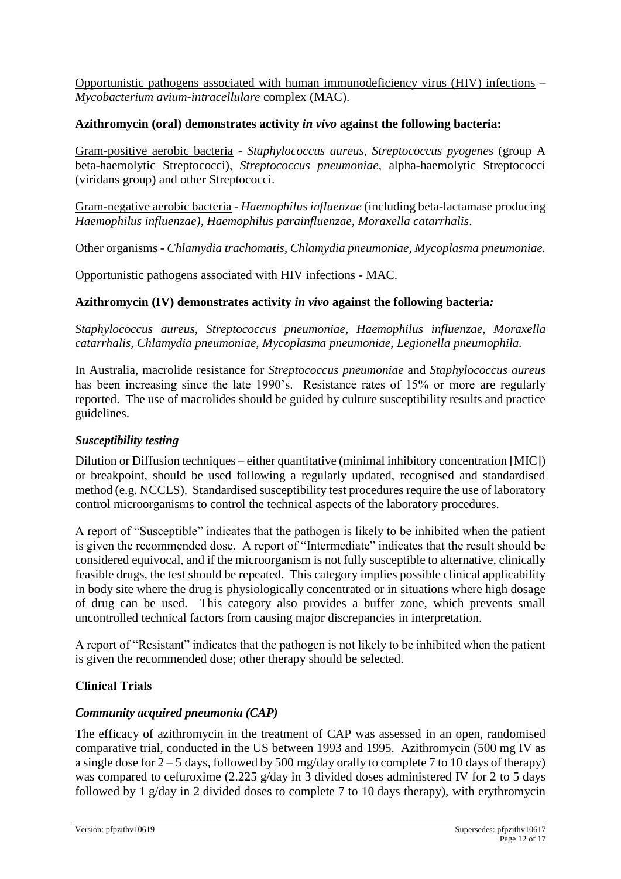Opportunistic pathogens associated with human immunodeficiency virus (HIV) infections – *Mycobacterium avium-intracellulare* complex (MAC).

**Azithromycin (oral) demonstrates activity *in vivo* against the following bacteria:**

Gram-positive aerobic bacteria - *Staphylococcus aureus, Streptococcus pyogenes* (group A beta-haemolytic Streptococci), *Streptococcus pneumoniae*, alpha-haemolytic Streptococci (viridans group) and other Streptococci.

Gram-negative aerobic bacteria - *Haemophilus influenzae* (including beta-lactamase producing *Haemophilus influenzae), Haemophilus parainfluenzae, Moraxella catarrhalis*.

Other organisms - *Chlamydia trachomatis, Chlamydia pneumoniae, Mycoplasma pneumoniae.*

Opportunistic pathogens associated with HIV infections - MAC.

**Azithromycin (IV) demonstrates activity *in vivo* against the following bacteria*:***

*Staphylococcus aureus, Streptococcus pneumoniae, Haemophilus influenzae, Moraxella catarrhalis, Chlamydia pneumoniae, Mycoplasma pneumoniae, Legionella pneumophila.*

In Australia, macrolide resistance for *Streptococcus pneumoniae* and *Staphylococcus aureus* has been increasing since the late 1990's. Resistance rates of 15% or more are regularly reported. The use of macrolides should be guided by culture susceptibility results and practice guidelines.

### *Susceptibility testing*

Dilution or Diffusion techniques – either quantitative (minimal inhibitory concentration [MIC]) or breakpoint, should be used following a regularly updated, recognised and standardised method (e.g. NCCLS). Standardised susceptibility test procedures require the use of laboratory control microorganisms to control the technical aspects of the laboratory procedures.

A report of "Susceptible" indicates that the pathogen is likely to be inhibited when the patient is given the recommended dose. A report of "Intermediate" indicates that the result should be considered equivocal, and if the microorganism is not fully susceptible to alternative, clinically feasible drugs, the test should be repeated. This category implies possible clinical applicability in body site where the drug is physiologically concentrated or in situations where high dosage of drug can be used. This category also provides a buffer zone, which prevents small uncontrolled technical factors from causing major discrepancies in interpretation.

A report of "Resistant" indicates that the pathogen is not likely to be inhibited when the patient is given the recommended dose; other therapy should be selected.

## Clinical Trials

### *Community acquired pneumonia (CAP)*

The efficacy of azithromycin in the treatment of CAP was assessed in an open, randomised comparative trial, conducted in the US between 1993 and 1995. Azithromycin (500 mg IV as a single dose for 2 – 5 days, followed by 500 mg/day orally to complete 7 to 10 days of therapy) was compared to cefuroxime (2.225 g/day in 3 divided doses administered IV for 2 to 5 days followed by 1 g/day in 2 divided doses to complete 7 to 10 days therapy), with erythromycin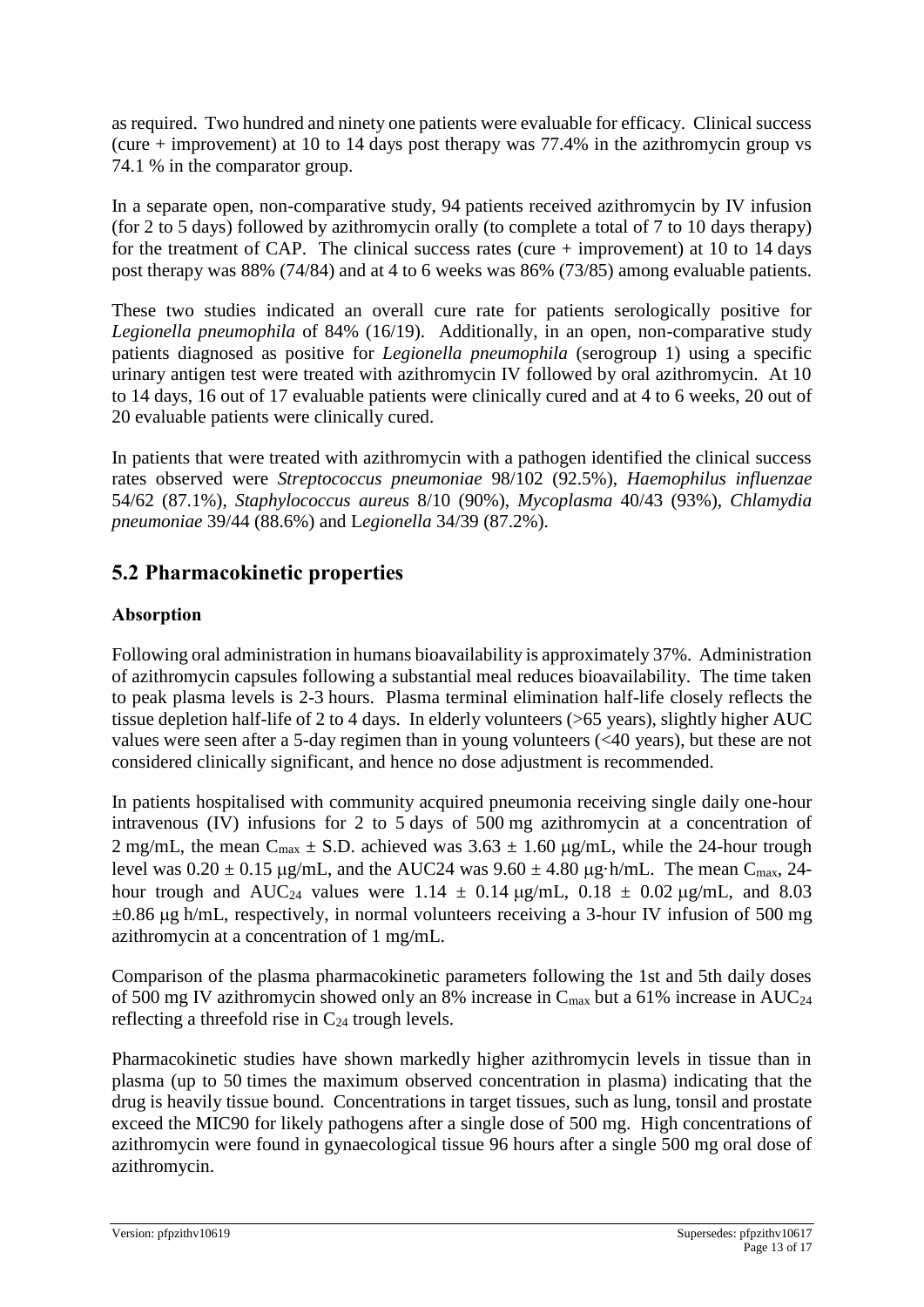as required. Two hundred and ninety one patients were evaluable for efficacy. Clinical success (cure + improvement) at 10 to 14 days post therapy was 77.4% in the azithromycin group vs 74.1 % in the comparator group.

In a separate open, non-comparative study, 94 patients received azithromycin by IV infusion (for 2 to 5 days) followed by azithromycin orally (to complete a total of 7 to 10 days therapy) for the treatment of CAP. The clinical success rates (cure + improvement) at 10 to 14 days post therapy was 88% (74/84) and at 4 to 6 weeks was 86% (73/85) among evaluable patients.

These two studies indicated an overall cure rate for patients serologically positive for *Legionella pneumophila* of 84% (16/19). Additionally, in an open, non-comparative study patients diagnosed as positive for *Legionella pneumophila* (serogroup 1) using a specific urinary antigen test were treated with azithromycin IV followed by oral azithromycin. At 10 to 14 days, 16 out of 17 evaluable patients were clinically cured and at 4 to 6 weeks, 20 out of 20 evaluable patients were clinically cured.

In patients that were treated with azithromycin with a pathogen identified the clinical success rates observed were *Streptococcus pneumoniae* 98/102 (92.5%), *Haemophilus influenzae* 54/62 (87.1%), *Staphylococcus aureus* 8/10 (90%), *Mycoplasma* 40/43 (93%), *Chlamydia pneumoniae* 39/44 (88.6%) and L*egionella* 34/39 (87.2%).

## 5.2 Pharmacokinetic properties

### Absorption

Following oral administration in humans bioavailability is approximately 37%. Administration of azithromycin capsules following a substantial meal reduces bioavailability. The time taken to peak plasma levels is 2-3 hours. Plasma terminal elimination half-life closely reflects the tissue depletion half-life of 2 to 4 days. In elderly volunteers (>65 years), slightly higher AUC values were seen after a 5-day regimen than in young volunteers (<40 years), but these are not considered clinically significant, and hence no dose adjustment is recommended.

In patients hospitalised with community acquired pneumonia receiving single daily one-hour intravenous (IV) infusions for 2 to 5 days of 500 mg azithromycin at a concentration of 2 mg/mL, the mean $C_{max} \pm$ S.D. achieved was $3.63 \pm 1.60$ μg/mL, while the 24-hour trough level was $0.20 \pm 0.15$ μg/mL, and the AUC24 was $9.60 \pm 4.80$ μg·h/mL. The mean $C_{max}$, 24-hour trough and $AUC_{24}$ values were $1.14 \pm 0.14$ μg/mL, $0.18 \pm 0.02$ μg/mL, and 8.03 $\pm 0.86$ μg h/mL, respectively, in normal volunteers receiving a 3-hour IV infusion of 500 mg azithromycin at a concentration of 1 mg/mL.

Comparison of the plasma pharmacokinetic parameters following the 1st and 5th daily doses of 500 mg IV azithromycin showed only an 8% increase in $C_{max}$ but a 61% increase in $AUC_{24}$ reflecting a threefold rise in $C_{24}$ trough levels.

Pharmacokinetic studies have shown markedly higher azithromycin levels in tissue than in plasma (up to 50 times the maximum observed concentration in plasma) indicating that the drug is heavily tissue bound. Concentrations in target tissues, such as lung, tonsil and prostate exceed the MIC90 for likely pathogens after a single dose of 500 mg. High concentrations of azithromycin were found in gynaecological tissue 96 hours after a single 500 mg oral dose of azithromycin.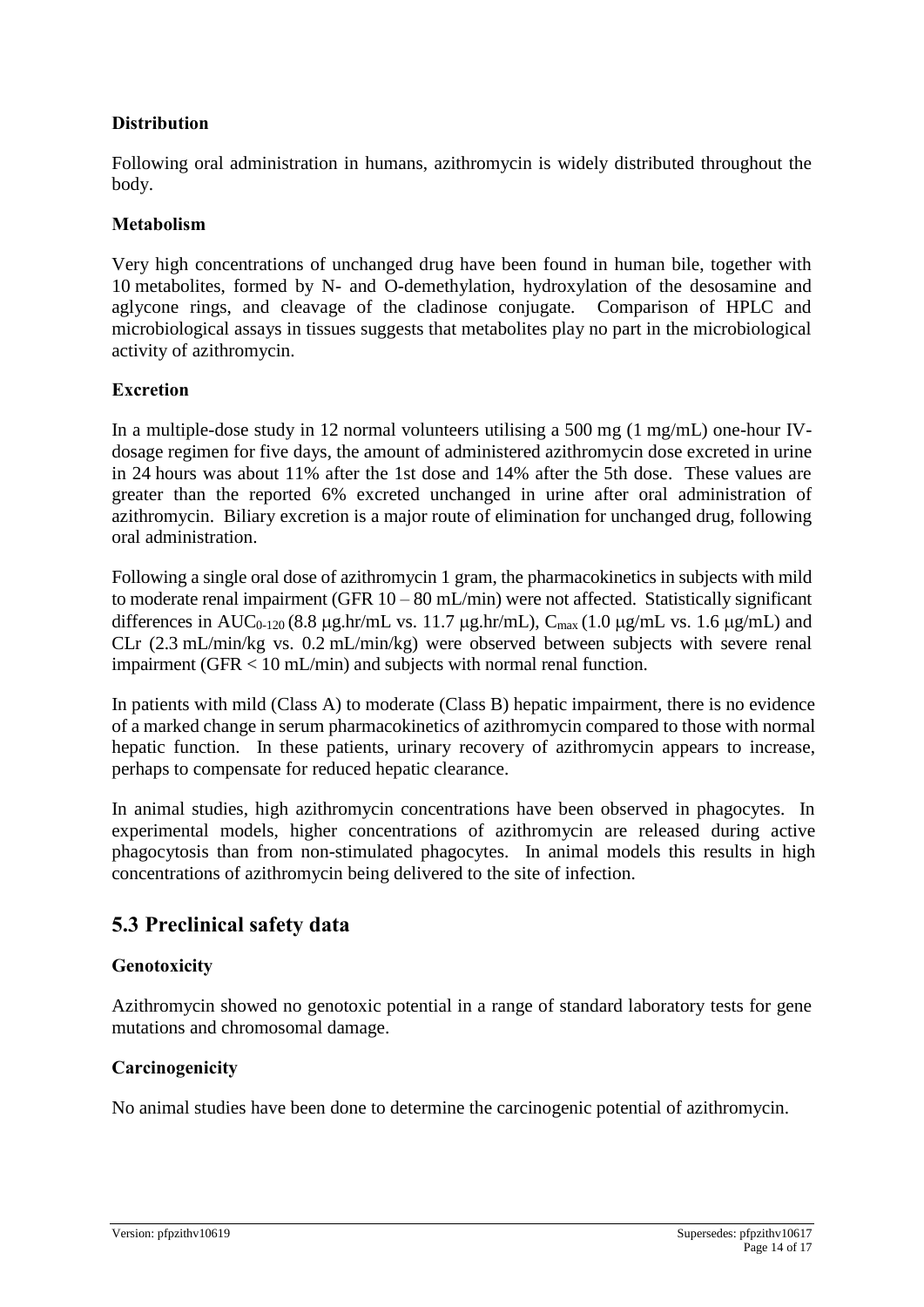**Distribution**

Following oral administration in humans, azithromycin is widely distributed throughout the body.

**Metabolism**

Very high concentrations of unchanged drug have been found in human bile, together with 10 metabolites, formed by N- and O-demethylation, hydroxylation of the desosamine and aglycone rings, and cleavage of the cladinose conjugate. Comparison of HPLC and microbiological assays in tissues suggests that metabolites play no part in the microbiological activity of azithromycin.

**Excretion**

In a multiple-dose study in 12 normal volunteers utilising a 500 mg (1 mg/mL) one-hour IV-dosage regimen for five days, the amount of administered azithromycin dose excreted in urine in 24 hours was about 11% after the 1st dose and 14% after the 5th dose. These values are greater than the reported 6% excreted unchanged in urine after oral administration of azithromycin. Biliary excretion is a major route of elimination for unchanged drug, following oral administration.

Following a single oral dose of azithromycin 1 gram, the pharmacokinetics in subjects with mild to moderate renal impairment (GFR 10 – 80 mL/min) were not affected. Statistically significant differences in $AUC_{0-120}$ (8.8 μg.hr/mL vs. 11.7 μg.hr/mL), $C_{max}$ (1.0 μg/mL vs. 1.6 μg/mL) and CLr (2.3 mL/min/kg vs. 0.2 mL/min/kg) were observed between subjects with severe renal impairment (GFR < 10 mL/min) and subjects with normal renal function.

In patients with mild (Class A) to moderate (Class B) hepatic impairment, there is no evidence of a marked change in serum pharmacokinetics of azithromycin compared to those with normal hepatic function. In these patients, urinary recovery of azithromycin appears to increase, perhaps to compensate for reduced hepatic clearance.

In animal studies, high azithromycin concentrations have been observed in phagocytes. In experimental models, higher concentrations of azithromycin are released during active phagocytosis than from non-stimulated phagocytes. In animal models this results in high concentrations of azithromycin being delivered to the site of infection.

## 5.3 Preclinical safety data

**Genotoxicity**

Azithromycin showed no genotoxic potential in a range of standard laboratory tests for gene mutations and chromosomal damage.

**Carcinogenicity**

No animal studies have been done to determine the carcinogenic potential of azithromycin.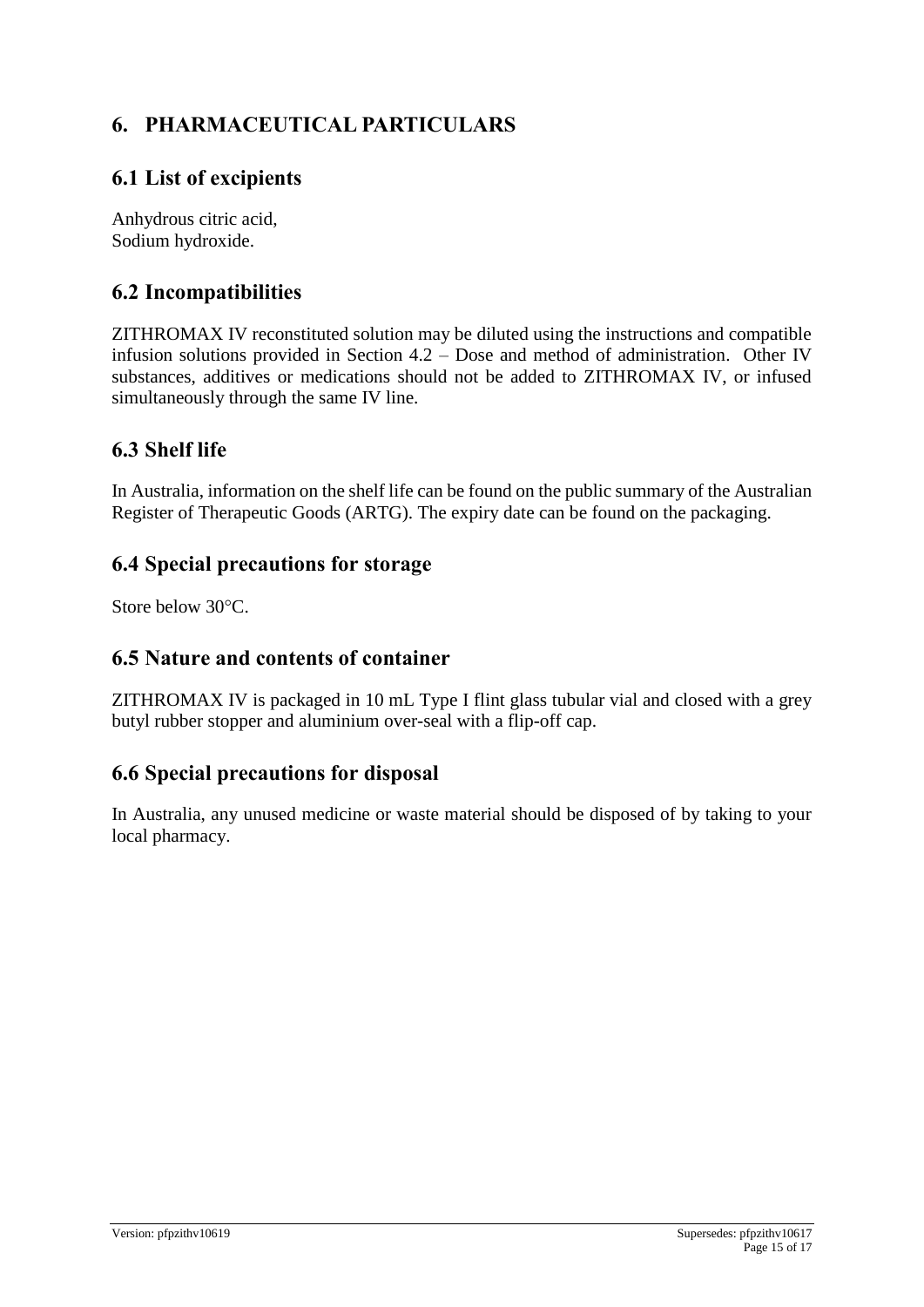# 6. PHARMACEUTICAL PARTICULARS

## 6.1 List of excipients

Anhydrous citric acid,
Sodium hydroxide.

## 6.2 Incompatibilities

ZITHROMAX IV reconstituted solution may be diluted using the instructions and compatible infusion solutions provided in Section 4.2 – Dose and method of administration. Other IV substances, additives or medications should not be added to ZITHROMAX IV, or infused simultaneously through the same IV line.

## 6.3 Shelf life

In Australia, information on the shelf life can be found on the public summary of the Australian Register of Therapeutic Goods (ARTG). The expiry date can be found on the packaging.

## 6.4 Special precautions for storage

Store below 30°C.

## 6.5 Nature and contents of container

ZITHROMAX IV is packaged in 10 mL Type I flint glass tubular vial and closed with a grey butyl rubber stopper and aluminium over-seal with a flip-off cap.

## 6.6 Special precautions for disposal

In Australia, any unused medicine or waste material should be disposed of by taking to your local pharmacy.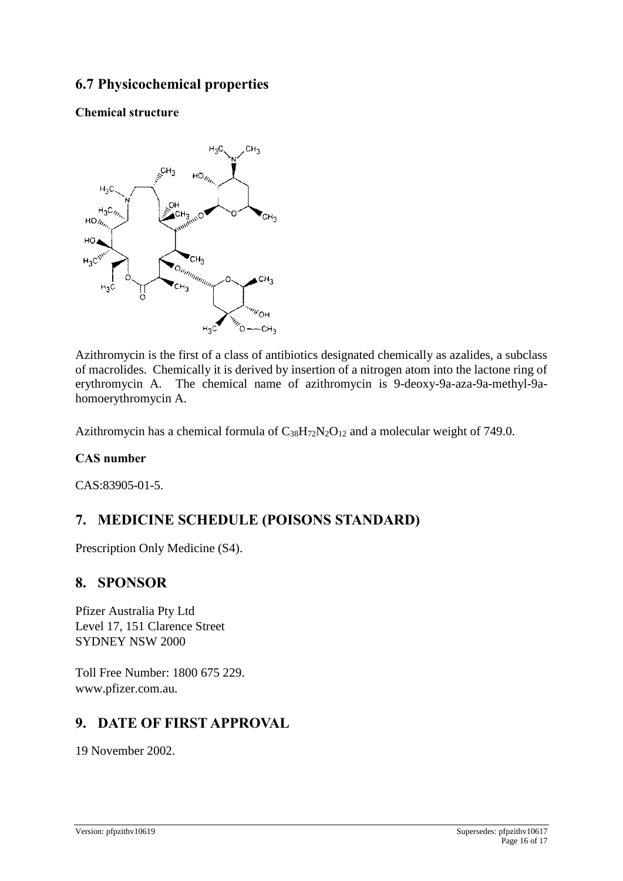## 6.7 Physicochemical properties

### Chemical structure

Azithromycin is the first of a class of antibiotics designated chemically as azalides, a subclass of macrolides. Chemically it is derived by insertion of a nitrogen atom into the lactone ring of erythromycin A. The chemical name of azithromycin is 9-deoxy-9a-aza-9a-methyl-9a-homoerythromycin A.

Azithromycin has a chemical formula of $C_{38}H_{72}N_2O_{12}$ and a molecular weight of 749.0.

### CAS number

CAS:83905-01-5.

# 7. MEDICINE SCHEDULE (POISONS STANDARD)

Prescription Only Medicine (S4).

# 8. SPONSOR

Pfizer Australia Pty Ltd
Level 17, 151 Clarence Street
SYDNEY NSW 2000

Toll Free Number: 1800 675 229.
www.pfizer.com.au.

# 9. DATE OF FIRST APPROVAL

19 November 2002.

Version: pfpzithv10619 Supersedes: pfpzithv10617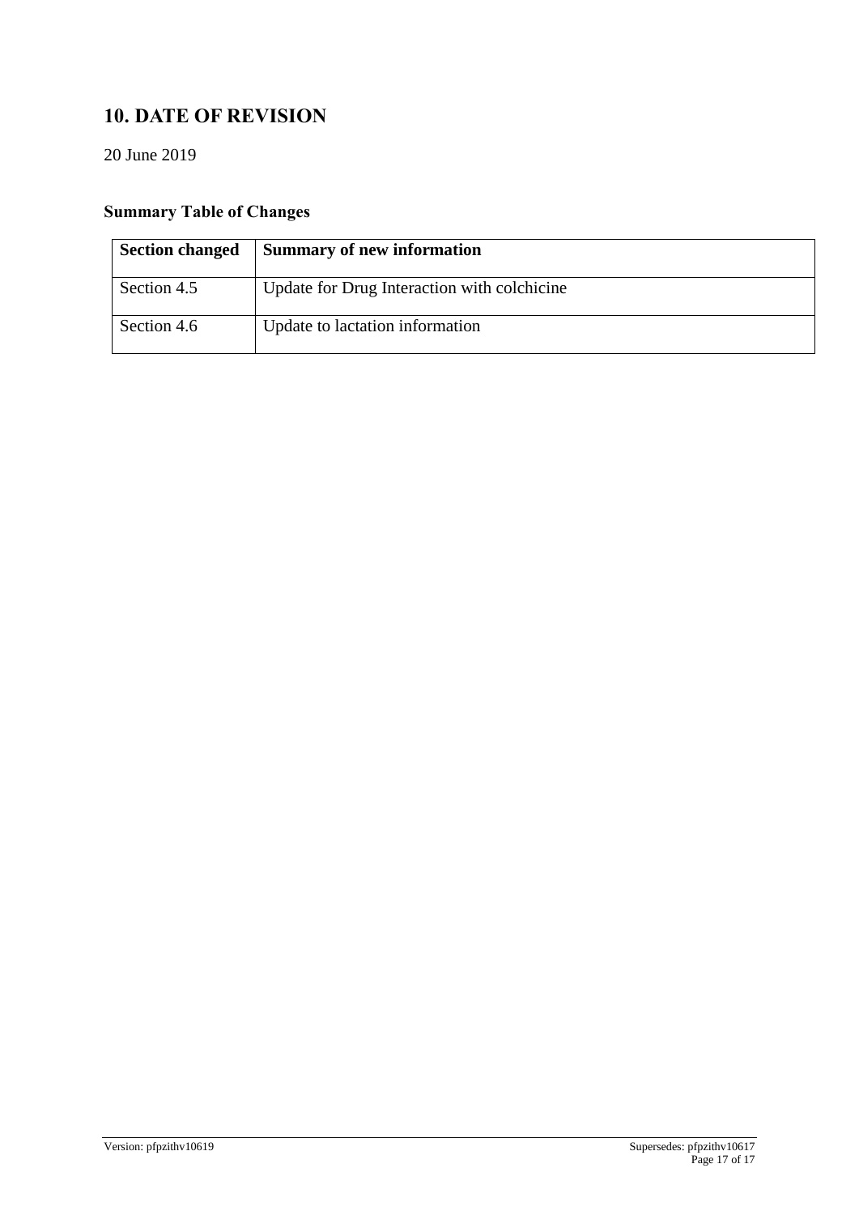## 10. DATE OF REVISION

20 June 2019

### Summary Table of Changes

| Section changed | Summary of new information |
|---|---|
| Section 4.5 | Update for Drug Interaction with colchicine |
| Section 4.6 | Update to lactation information |